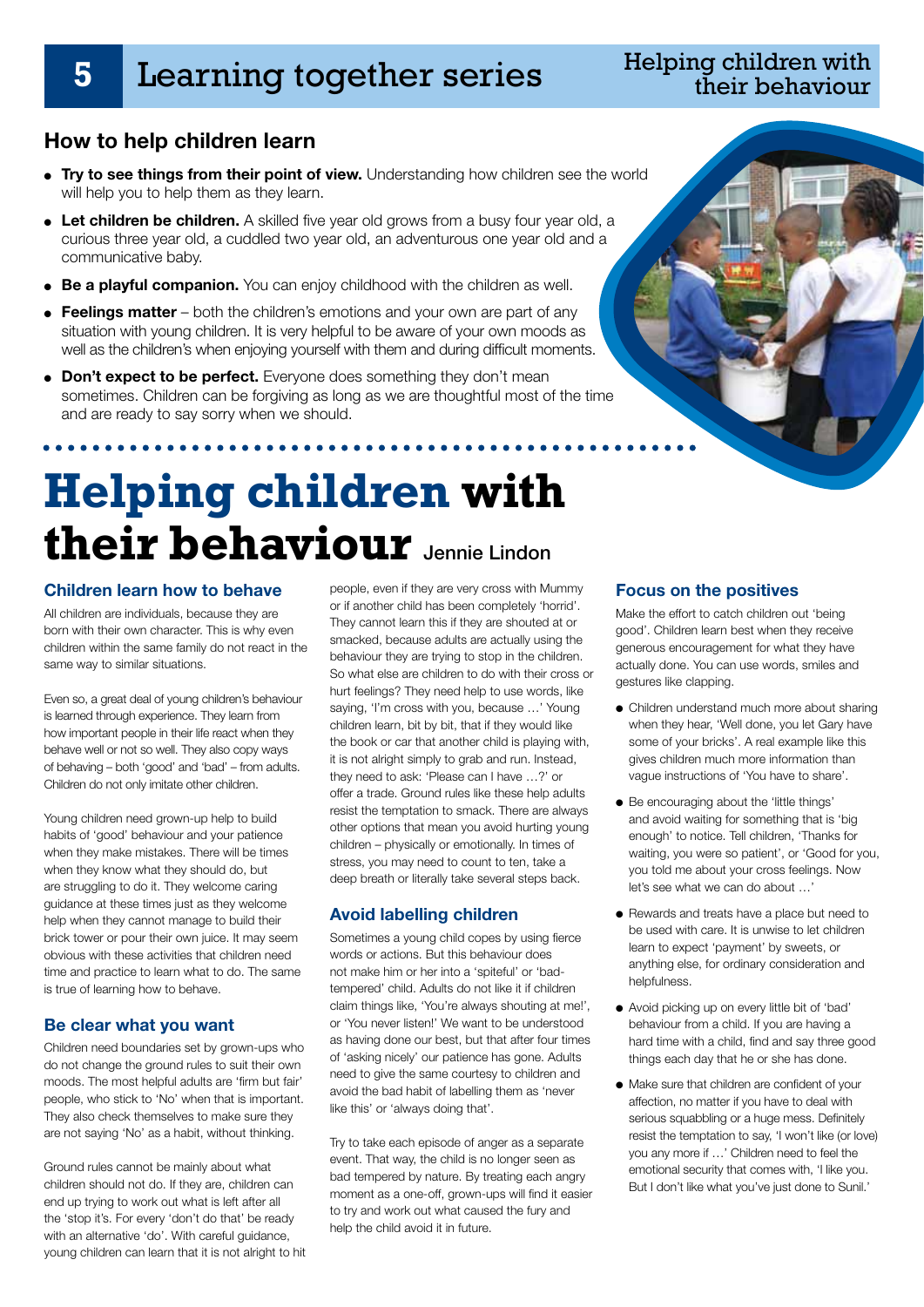# Learning together series

## How to help children learn

- **Try to see things from their point of view.** Understanding how children see the world will help you to help them as they learn.
- **Let children be children.** A skilled five year old grows from a busy four year old, a curious three year old, a cuddled two year old, an adventurous one year old and a communicative baby.
- **Be a playful companion.** You can enjoy childhood with the children as well.
- **Feelings matter** – both the children's emotions and your own are part of any situation with young children. It is very helpful to be aware of your own moods as well as the children's when enjoying yourself with them and during difficult moments.
- **Don't expect to be perfect.** Everyone does something they don't mean sometimes. Children can be forgiving as long as we are thoughtful most of the time and are ready to say sorry when we should.

# Helping children with their behaviour

Jennie Lindon

### Children learn how to behave

All children are individuals, because they are born with their own character. This is why even children within the same family do not react in the same way to similar situations.

Even so, a great deal of young children's behaviour is learned through experience. They learn from how important people in their life react when they behave well or not so well. They also copy ways of behaving – both 'good' and 'bad' – from adults. Children do not only imitate other children.

Young children need grown-up help to build habits of 'good' behaviour and your patience when they make mistakes. There will be times when they know what they should do, but are struggling to do it. They welcome caring guidance at these times just as they welcome help when they cannot manage to build their brick tower or pour their own juice. It may seem obvious with these activities that children need time and practice to learn what to do. The same is true of learning how to behave.

### Be clear what you want

Children need boundaries set by grown-ups who do not change the ground rules to suit their own moods. The most helpful adults are 'firm but fair' people, who stick to 'No' when that is important. They also check themselves to make sure they are not saying 'No' as a habit, without thinking.

Ground rules cannot be mainly about what children should not do. If they are, children can end up trying to work out what is left after all the 'stop it's. For every 'don't do that' be ready with an alternative 'do'. With careful guidance, young children can learn that it is not alright to hit people, even if they are very cross with Mummy or if another child has been completely 'horrid'. They cannot learn this if they are shouted at or smacked, because adults are actually using the behaviour they are trying to stop in the children. So what else are children to do with their cross or hurt feelings? They need help to use words, like saying, 'I'm cross with you, because …' Young children learn, bit by bit, that if they would like the book or car that another child is playing with, it is not alright simply to grab and run. Instead, they need to ask: 'Please can I have …?' or offer a trade. Ground rules like these help adults resist the temptation to smack. There are always other options that mean you avoid hurting young children – physically or emotionally. In times of stress, you may need to count to ten, take a deep breath or literally take several steps back.

### Avoid labelling children

Sometimes a young child copes by using fierce words or actions. But this behaviour does not make him or her into a 'spiteful' or 'bad-tempered' child. Adults do not like it if children claim things like, 'You're always shouting at me!', or 'You never listen!' We want to be understood as having done our best, but that after four times of 'asking nicely' our patience has gone. Adults need to give the same courtesy to children and avoid the bad habit of labelling them as 'never like this' or 'always doing that'.

Try to take each episode of anger as a separate event. That way, the child is no longer seen as bad tempered by nature. By treating each angry moment as a one-off, grown-ups will find it easier to try and work out what caused the fury and help the child avoid it in future.

### Focus on the positives

Make the effort to catch children out 'being good'. Children learn best when they receive generous encouragement for what they have actually done. You can use words, smiles and gestures like clapping.

- Children understand much more about sharing when they hear, 'Well done, you let Gary have some of your bricks'. A real example like this gives children much more information than vague instructions of 'You have to share'.
- Be encouraging about the 'little things' and avoid waiting for something that is 'big enough' to notice. Tell children, 'Thanks for waiting, you were so patient', or 'Good for you, you told me about your cross feelings. Now let's see what we can do about …'
- Rewards and treats have a place but need to be used with care. It is unwise to let children learn to expect 'payment' by sweets, or anything else, for ordinary consideration and helpfulness.
- Avoid picking up on every little bit of 'bad' behaviour from a child. If you are having a hard time with a child, find and say three good things each day that he or she has done.
- Make sure that children are confident of your affection, no matter if you have to deal with serious squabbling or a huge mess. Definitely resist the temptation to say, 'I won't like (or love) you any more if …' Children need to feel the emotional security that comes with, 'I like you. But I don't like what you've just done to Sunil.'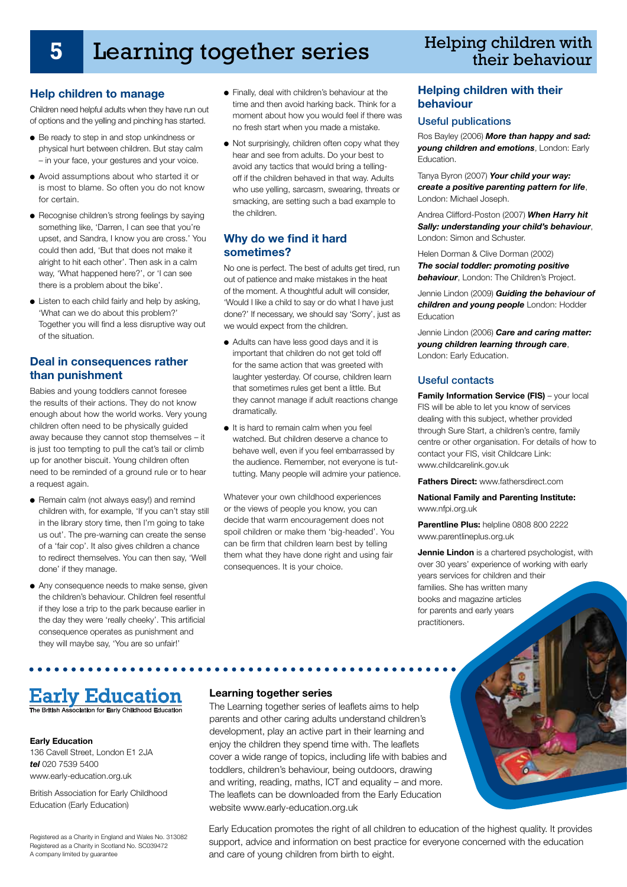# Learning together series

## Helping children with their behaviour

### Help children to manage

Children need helpful adults when they have run out of options and the yelling and pinching has started.

- Be ready to step in and stop unkindness or physical hurt between children. But stay calm – in your face, your gestures and your voice.
- Avoid assumptions about who started it or is most to blame. So often you do not know for certain.
- Recognise children's strong feelings by saying something like, 'Darren, I can see that you're upset, and Sandra, I know you are cross.' You could then add, 'But that does not make it alright to hit each other'. Then ask in a calm way, 'What happened here?', or 'I can see there is a problem about the bike'.
- Listen to each child fairly and help by asking, 'What can we do about this problem?' Together you will find a less disruptive way out of the situation.

### Deal in consequences rather than punishment

Babies and young toddlers cannot foresee the results of their actions. They do not know enough about how the world works. Very young children often need to be physically guided away because they cannot stop themselves – it is just too tempting to pull the cat's tail or climb up for another biscuit. Young children often need to be reminded of a ground rule or to hear a request again.

- Remain calm (not always easy!) and remind children with, for example, 'If you can't stay still in the library story time, then I'm going to take us out'. The pre-warning can create the sense of a 'fair cop'. It also gives children a chance to redirect themselves. You can then say, 'Well done' if they manage.
- Any consequence needs to make sense, given the children's behaviour. Children feel resentful if they lose a trip to the park because earlier in the day they were 'really cheeky'. This artificial consequence operates as punishment and they will maybe say, 'You are so unfair!'
- Finally, deal with children's behaviour at the time and then avoid harking back. Think for a moment about how you would feel if there was no fresh start when you made a mistake.
- Not surprisingly, children often copy what they hear and see from adults. Do your best to avoid any tactics that would bring a telling-off if the children behaved in that way. Adults who use yelling, sarcasm, swearing, threats or smacking, are setting such a bad example to the children.

### Why do we find it hard sometimes?

No one is perfect. The best of adults get tired, run out of patience and make mistakes in the heat of the moment. A thoughtful adult will consider, 'Would I like a child to say or do what I have just done?' If necessary, we should say 'Sorry', just as we would expect from the children.

- Adults can have less good days and it is important that children do not get told off for the same action that was greeted with laughter yesterday. Of course, children learn that sometimes rules get bent a little. But they cannot manage if adult reactions change dramatically.
- It is hard to remain calm when you feel watched. But children deserve a chance to behave well, even if you feel embarrassed by the audience. Remember, not everyone is tut-tutting. Many people will admire your patience.

Whatever your own childhood experiences or the views of people you know, you can decide that warm encouragement does not spoil children or make them 'big-headed'. You can be firm that children learn best by telling them what they have done right and using fair consequences. It is your choice.

## Helping children with their behaviour

### Useful publications

Ros Bayley (2006) ***More than happy and sad: young children and emotions***, London: Early Education.

Tanya Byron (2007) ***Your child your way: create a positive parenting pattern for life***, London: Michael Joseph.

Andrea Clifford-Poston (2007) ***When Harry hit Sally: understanding your child's behaviour***, London: Simon and Schuster.

Helen Dorman & Clive Dorman (2002) ***The social toddler: promoting positive behaviour***, London: The Children's Project.

Jennie Lindon (2009) ***Guiding the behaviour of children and young people*** London: Hodder Education

Jennie Lindon (2006) ***Care and caring matter: young children learning through care***, London: Early Education.

### Useful contacts

**Family Information Service (FIS)** – your local FIS will be able to let you know of services dealing with this subject, whether provided through Sure Start, a children's centre, family centre or other organisation. For details of how to contact your FIS, visit Childcare Link: www.childcarelink.gov.uk

**Fathers Direct:** www.fathersdirect.com

**National Family and Parenting Institute:** www.nfpi.org.uk

**Parentline Plus:** helpline 0808 800 2222 www.parentlineplus.org.uk

**Jennie Lindon** is a chartered psychologist, with over 30 years' experience of working with early years services for children and their families. She has written many books and magazine articles for parents and early years practitioners.

---

**Early Education**
The British Association for Early Childhood Education

**Early Education**
136 Cavell Street, London E1 2JA
***tel*** 020 7539 5400
www.early-education.org.uk

British Association for Early Childhood Education (Early Education)

Registered as a Charity in England and Wales No. 313082
Registered as a Charity in Scotland No. SC039472
A company limited by guarantee

### Learning together series

The Learning together series of leaflets aims to help parents and other caring adults understand children's development, play an active part in their learning and enjoy the children they spend time with. The leaflets cover a wide range of topics, including life with babies and toddlers, children's behaviour, being outdoors, drawing and writing, reading, maths, ICT and equality – and more. The leaflets can be downloaded from the Early Education website www.early-education.org.uk

Early Education promotes the right of all children to education of the highest quality. It provides support, advice and information on best practice for everyone concerned with the education and care of young children from birth to eight.